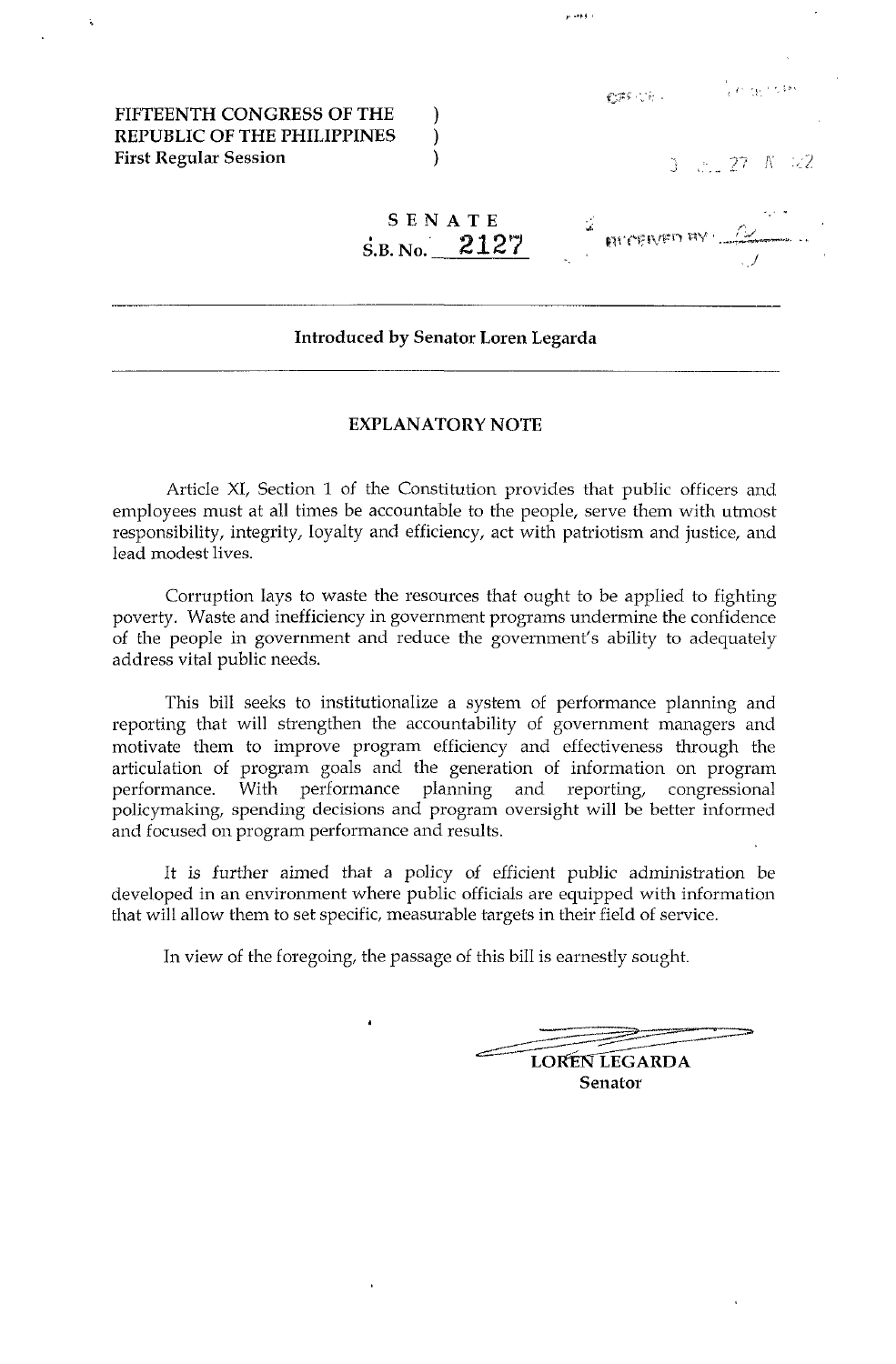FIFTEENTH CONGRESS OF THE REPUBLIC OF THE PHILIPPINES )
First Regular Session )

SENATE
S.B. No. 2127

Introduced by Senator Loren Legarda

## EXPLANATORY NOTE

Article XI, Section 1 of the Constitution provides that public officers and employees must at all times be accountable to the people, serve them with utmost responsibility, integrity, loyalty and efficiency, act with patriotism and justice, and lead modest lives.

Corruption lays to waste the resources that ought to be applied to fighting poverty. Waste and inefficiency in government programs undermine the confidence of the people in government and reduce the government's ability to adequately address vital public needs.

This bill seeks to institutionalize a system of performance planning and reporting that will strengthen the accountability of government managers and motivate them to improve program efficiency and effectiveness through the articulation of program goals and the generation of information on program performance. With performance planning and reporting, congressional policymaking, spending decisions and program oversight will be better informed and focused on program performance and results.

It is further aimed that a policy of efficient public administration be developed in an environment where public officials are equipped with information that will allow them to set specific, measurable targets in their field of service.

In view of the foregoing, the passage of this bill is earnestly sought.

LOREN LEGARDA
Senator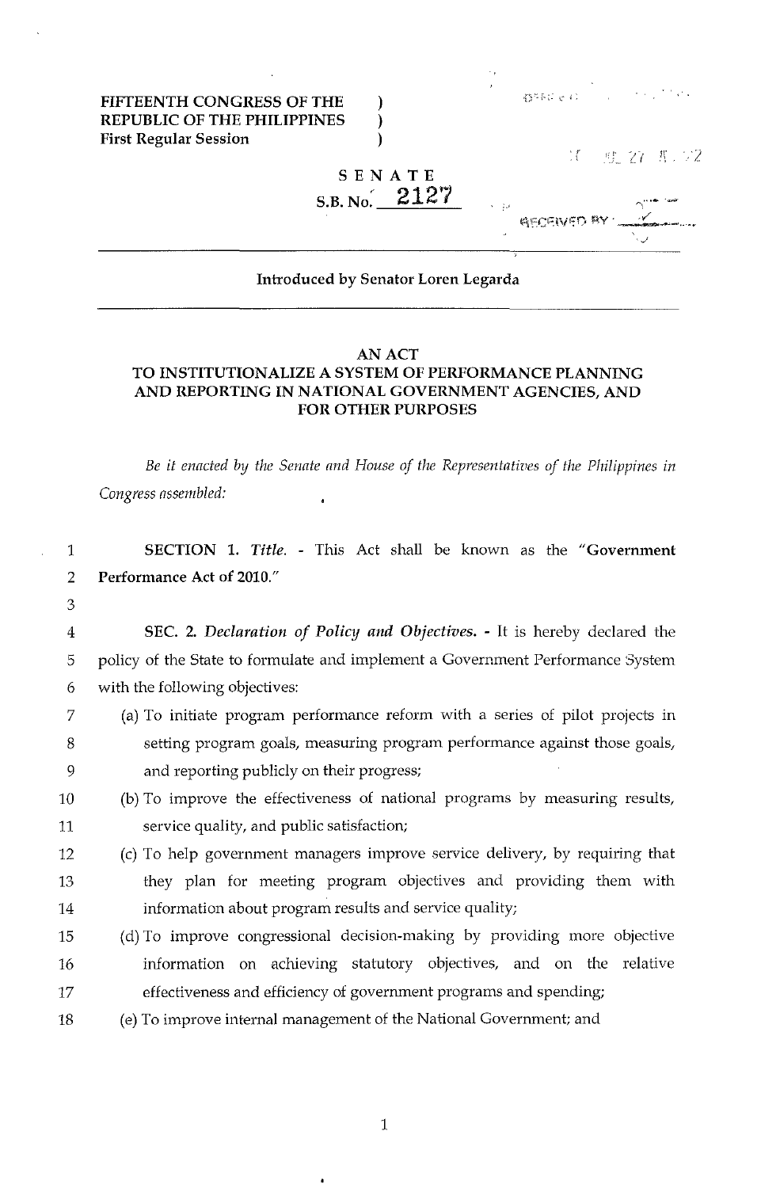FIFTEENTH CONGRESS OF THE REPUBLIC OF THE PHILIPPINES )
First Regular Session )

SENATE
S.B. No. 2127

Introduced by Senator Loren Legarda

# AN ACT
## TO INSTITUTIONALIZE A SYSTEM OF PERFORMANCE PLANNING AND REPORTING IN NATIONAL GOVERNMENT AGENCIES, AND FOR OTHER PURPOSES

*Be it enacted by the Senate and House of the Representatives of the Philippines in Congress assembled:*

**SECTION 1.** *Title.* - This Act shall be known as the "**Government Performance Act of 2010.**"

**SEC. 2.** *Declaration of Policy and Objectives.* - It is hereby declared the policy of the State to formulate and implement a Government Performance System with the following objectives:

(a) To initiate program performance reform with a series of pilot projects in setting program goals, measuring program performance against those goals, and reporting publicly on their progress;

(b) To improve the effectiveness of national programs by measuring results, service quality, and public satisfaction;

(c) To help government managers improve service delivery, by requiring that they plan for meeting program objectives and providing them with information about program results and service quality;

(d) To improve congressional decision-making by providing more objective information on achieving statutory objectives, and on the relative effectiveness and efficiency of government programs and spending;

(e) To improve internal management of the National Government; and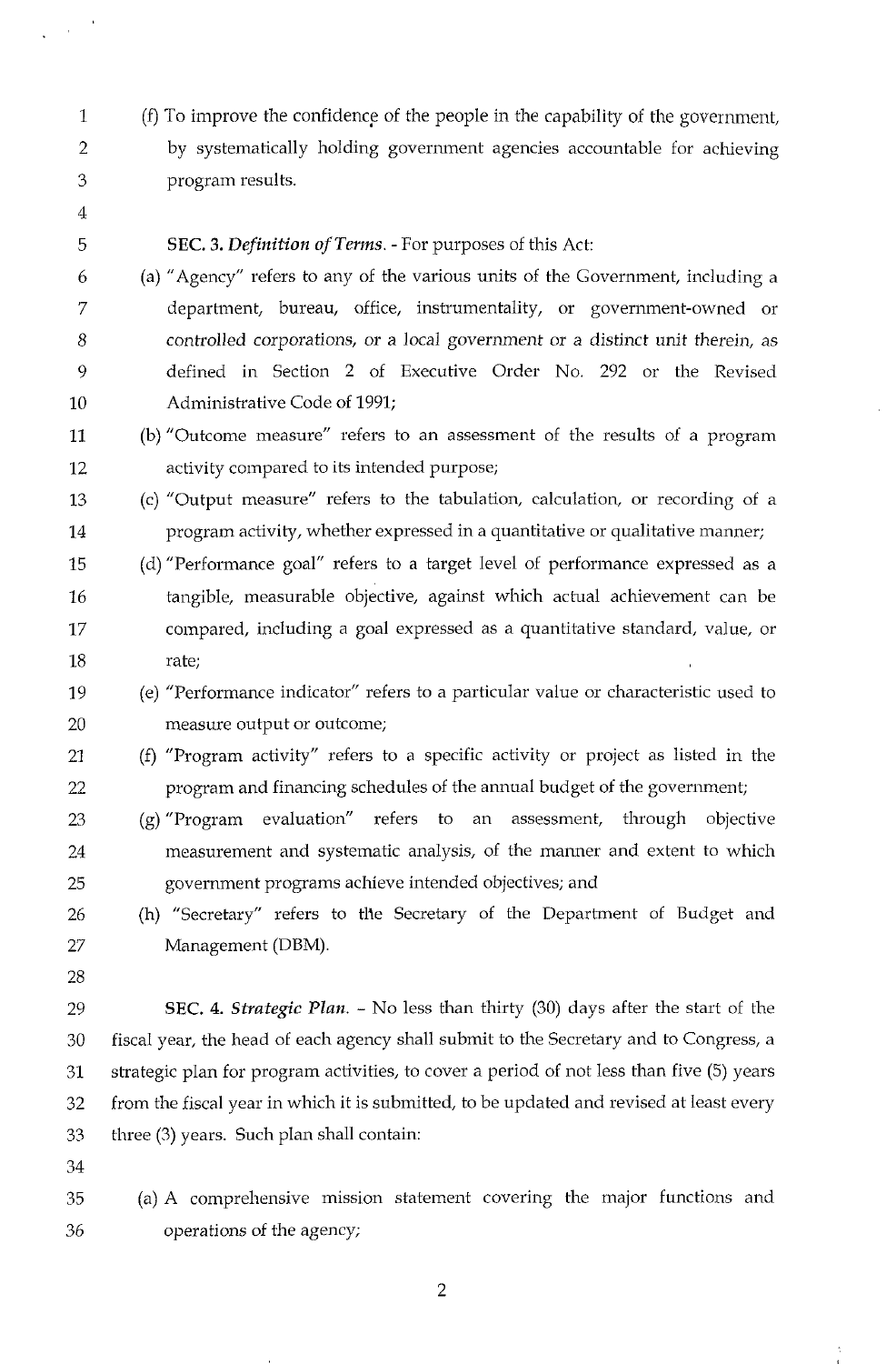(f) To improve the confidence of the people in the capability of the government, by systematically holding government agencies accountable for achieving program results.

**SEC. 3.** ***Definition of Terms.*** - For purposes of this Act:

(a) "Agency" refers to any of the various units of the Government, including a department, bureau, office, instrumentality, or government-owned or controlled corporations, or a local government or a distinct unit therein, as defined in Section 2 of Executive Order No. 292 or the Revised Administrative Code of 1991;

(b) "Outcome measure" refers to an assessment of the results of a program activity compared to its intended purpose;

(c) "Output measure" refers to the tabulation, calculation, or recording of a program activity, whether expressed in a quantitative or qualitative manner;

(d) "Performance goal" refers to a target level of performance expressed as a tangible, measurable objective, against which actual achievement can be compared, including a goal expressed as a quantitative standard, value, or rate;

(e) "Performance indicator" refers to a particular value or characteristic used to measure output or outcome;

(f) "Program activity" refers to a specific activity or project as listed in the program and financing schedules of the annual budget of the government;

(g) "Program evaluation" refers to an assessment, through objective measurement and systematic analysis, of the manner and extent to which government programs achieve intended objectives; and

(h) "Secretary" refers to the Secretary of the Department of Budget and Management (DBM).

**SEC. 4.** ***Strategic Plan.*** - No less than thirty (30) days after the start of the fiscal year, the head of each agency shall submit to the Secretary and to Congress, a strategic plan for program activities, to cover a period of not less than five (5) years from the fiscal year in which it is submitted, to be updated and revised at least every three (3) years. Such plan shall contain:

(a) A comprehensive mission statement covering the major functions and operations of the agency;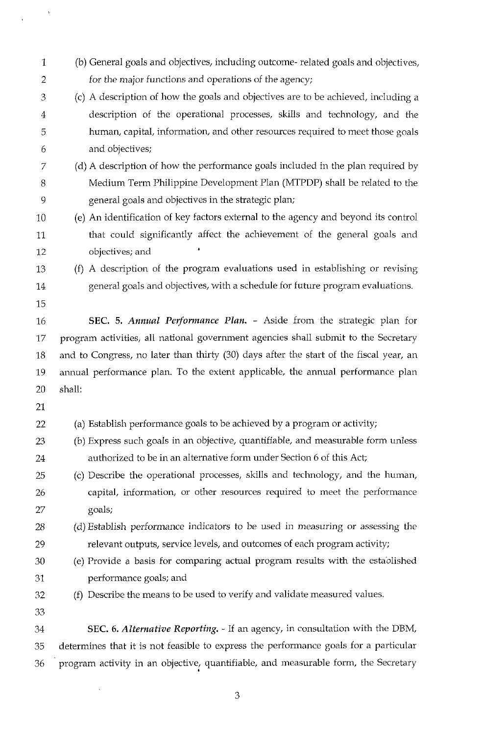(b) General goals and objectives, including outcome- related goals and objectives, for the major functions and operations of the agency;

(c) A description of how the goals and objectives are to be achieved, including a description of the operational processes, skills and technology, and the human, capital, information, and other resources required to meet those goals and objectives;

(d) A description of how the performance goals included in the plan required by Medium Term Philippine Development Plan (MTPDP) shall be related to the general goals and objectives in the strategic plan;

(e) An identification of key factors external to the agency and beyond its control that could significantly affect the achievement of the general goals and objectives; and

(f) A description of the program evaluations used in establishing or revising general goals and objectives, with a schedule for future program evaluations.

**SEC. 5.** ***Annual Performance Plan.*** - Aside from the strategic plan for program activities, all national government agencies shall submit to the Secretary and to Congress, no later than thirty (30) days after the start of the fiscal year, an annual performance plan. To the extent applicable, the annual performance plan shall:

(a) Establish performance goals to be achieved by a program or activity;

(b) Express such goals in an objective, quantifiable, and measurable form unless authorized to be in an alternative form under Section 6 of this Act;

(c) Describe the operational processes, skills and technology, and the human, capital, information, or other resources required to meet the performance goals;

(d) Establish performance indicators to be used in measuring or assessing the relevant outputs, service levels, and outcomes of each program activity;

(e) Provide a basis for comparing actual program results with the established performance goals; and

(f) Describe the means to be used to verify and validate measured values.

**SEC. 6.** ***Alternative Reporting.*** - If an agency, in consultation with the DBM, determines that it is not feasible to express the performance goals for a particular program activity in an objective, quantifiable, and measurable form, the Secretary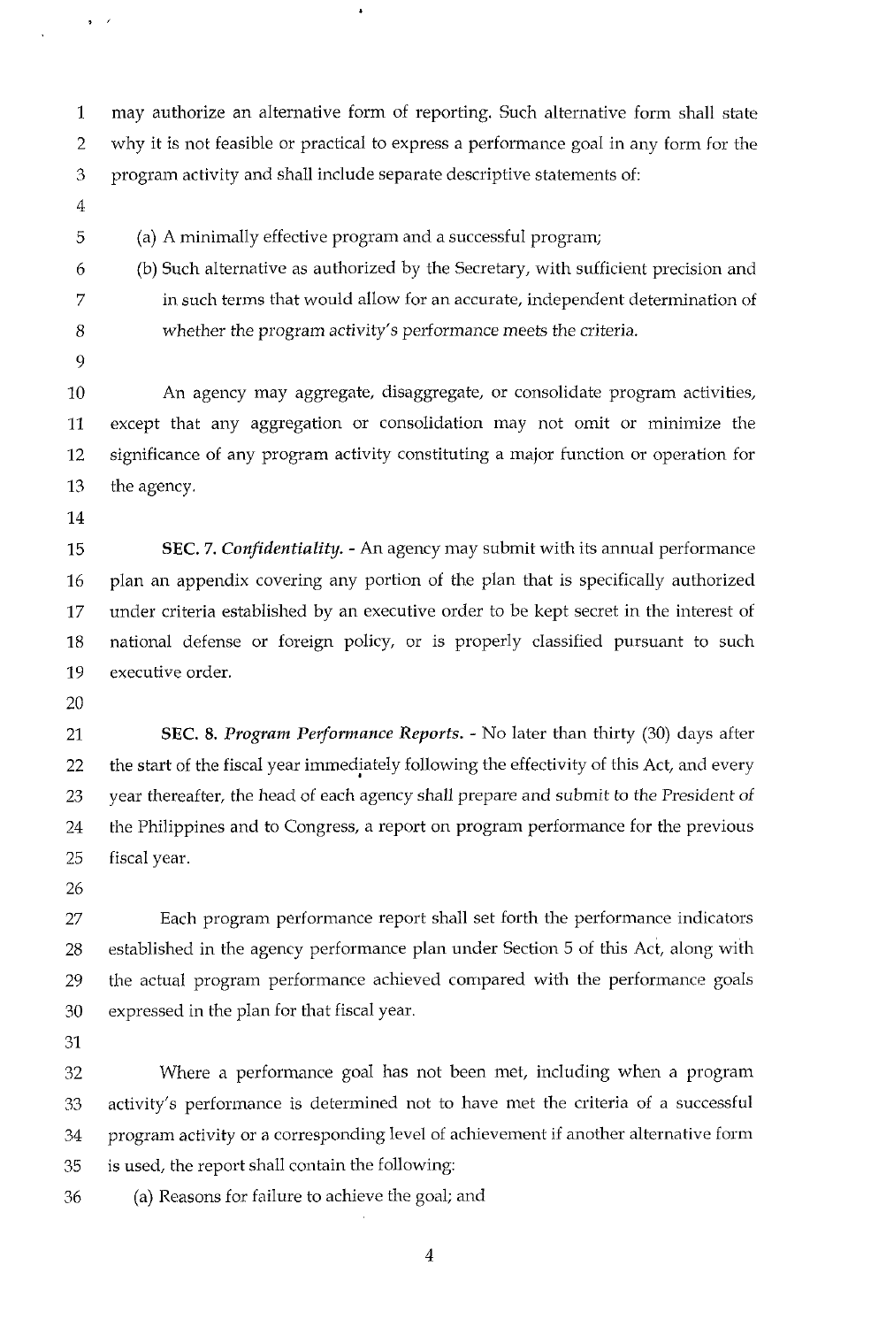may authorize an alternative form of reporting. Such alternative form shall state why it is not feasible or practical to express a performance goal in any form for the program activity and shall include separate descriptive statements of:

(a) A minimally effective program and a successful program;
(b) Such alternative as authorized by the Secretary, with sufficient precision and in such terms that would allow for an accurate, independent determination of whether the program activity's performance meets the criteria.

An agency may aggregate, disaggregate, or consolidate program activities, except that any aggregation or consolidation may not omit or minimize the significance of any program activity constituting a major function or operation for the agency.

**SEC. 7.** ***Confidentiality.*** - An agency may submit with its annual performance plan an appendix covering any portion of the plan that is specifically authorized under criteria established by an executive order to be kept secret in the interest of national defense or foreign policy, or is properly classified pursuant to such executive order.

**SEC. 8.** ***Program Performance Reports.*** - No later than thirty (30) days after the start of the fiscal year immediately following the effectivity of this Act, and every year thereafter, the head of each agency shall prepare and submit to the President of the Philippines and to Congress, a report on program performance for the previous fiscal year.

Each program performance report shall set forth the performance indicators established in the agency performance plan under Section 5 of this Act, along with the actual program performance achieved compared with the performance goals expressed in the plan for that fiscal year.

Where a performance goal has not been met, including when a program activity's performance is determined not to have met the criteria of a successful program activity or a corresponding level of achievement if another alternative form is used, the report shall contain the following:

(a) Reasons for failure to achieve the goal; and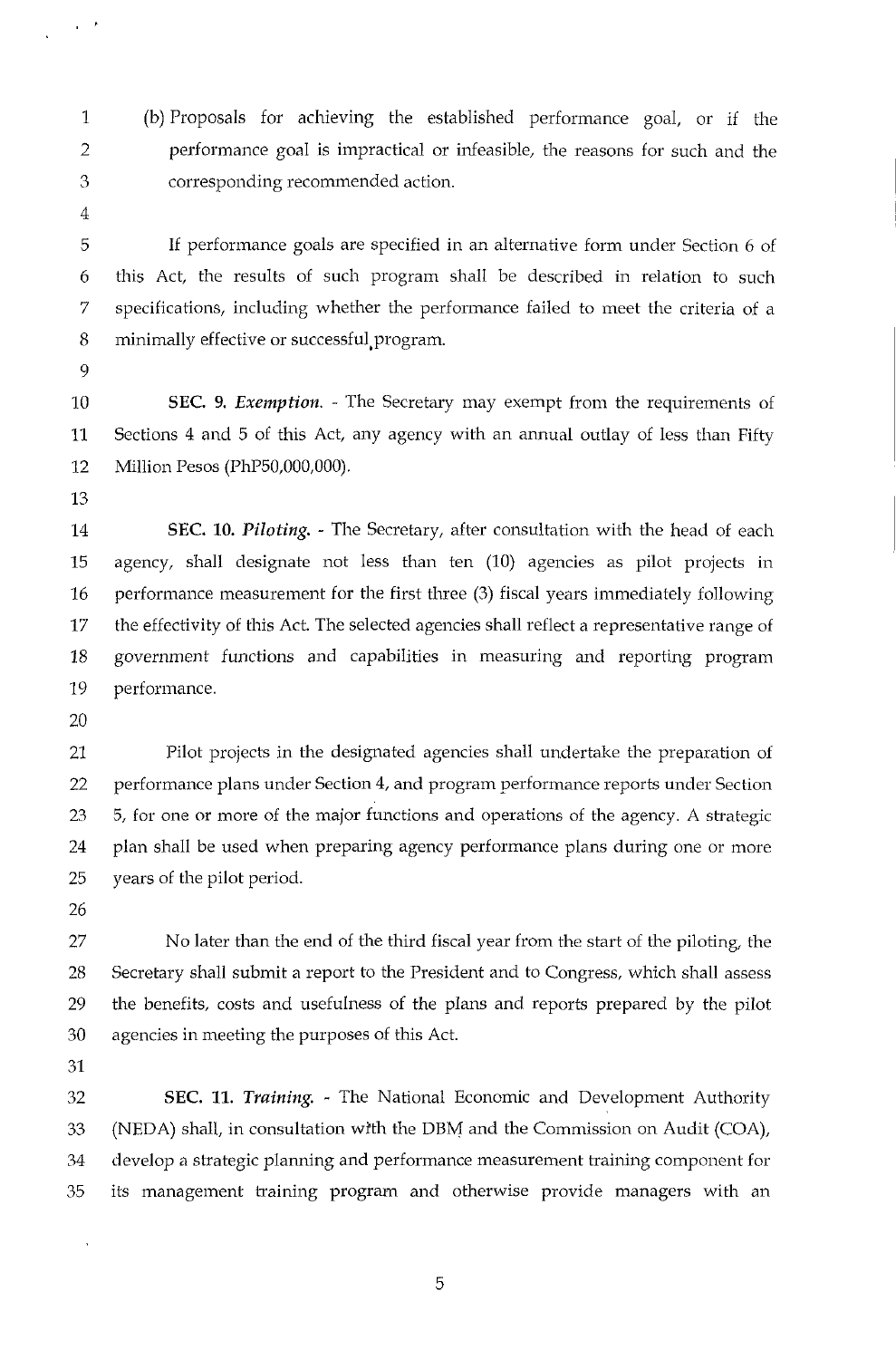(b) Proposals for achieving the established performance goal, or if the performance goal is impractical or infeasible, the reasons for such and the corresponding recommended action.

If performance goals are specified in an alternative form under Section 6 of this Act, the results of such program shall be described in relation to such specifications, including whether the performance failed to meet the criteria of a minimally effective or successful program.

**SEC. 9.** ***Exemption.*** - The Secretary may exempt from the requirements of Sections 4 and 5 of this Act, any agency with an annual outlay of less than Fifty Million Pesos (PhP50,000,000).

**SEC. 10.** ***Piloting.*** - The Secretary, after consultation with the head of each agency, shall designate not less than ten (10) agencies as pilot projects in performance measurement for the first three (3) fiscal years immediately following the effectivity of this Act. The selected agencies shall reflect a representative range of government functions and capabilities in measuring and reporting program performance.

Pilot projects in the designated agencies shall undertake the preparation of performance plans under Section 4, and program performance reports under Section 5, for one or more of the major functions and operations of the agency. A strategic plan shall be used when preparing agency performance plans during one or more years of the pilot period.

No later than the end of the third fiscal year from the start of the piloting, the Secretary shall submit a report to the President and to Congress, which shall assess the benefits, costs and usefulness of the plans and reports prepared by the pilot agencies in meeting the purposes of this Act.

**SEC. 11.** ***Training.*** - The National Economic and Development Authority (NEDA) shall, in consultation with the DBM and the Commission on Audit (COA), develop a strategic planning and performance measurement training component for its management training program and otherwise provide managers with an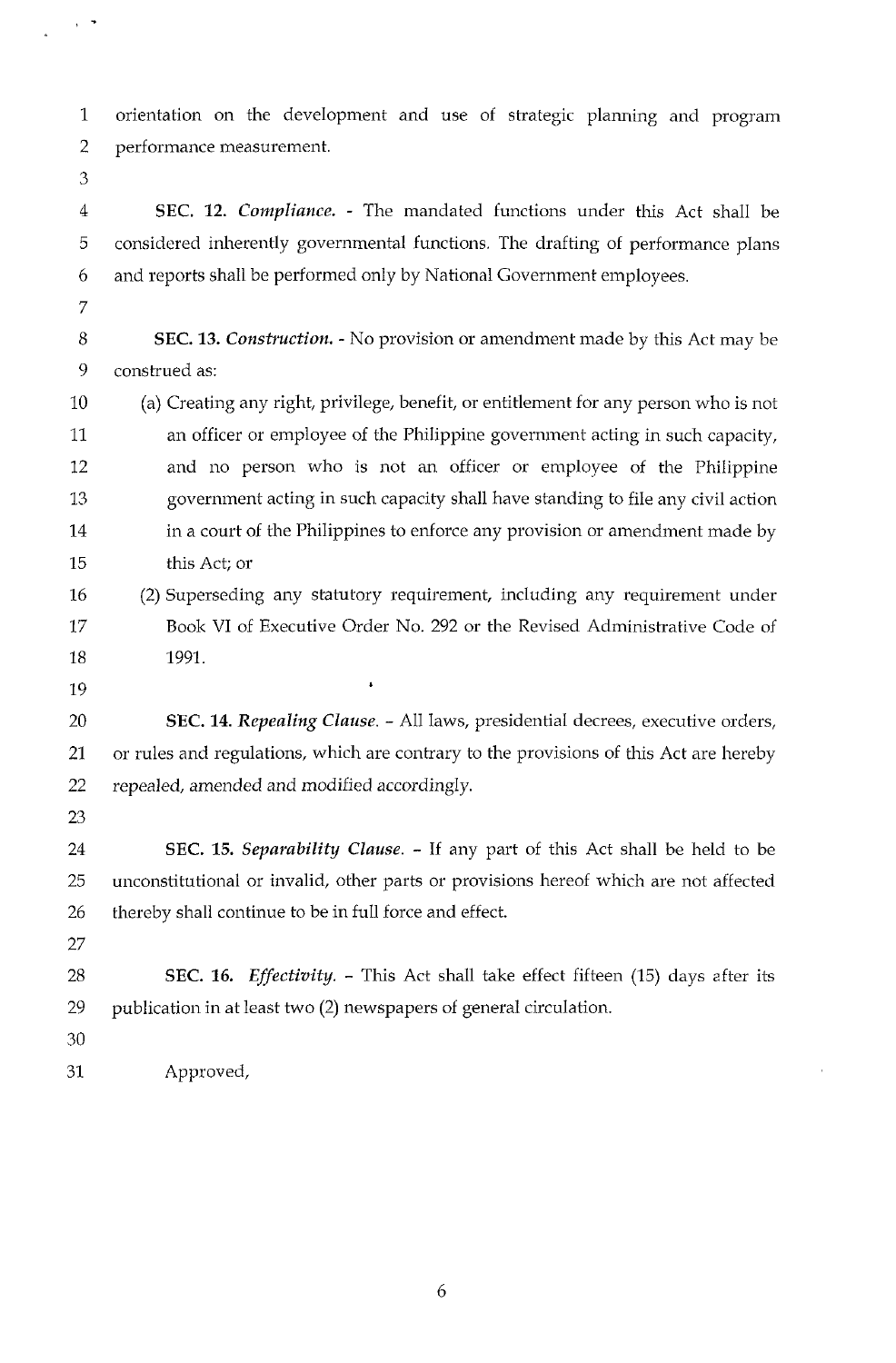orientation on the development and use of strategic planning and program performance measurement.

**SEC. 12.** ***Compliance.*** - The mandated functions under this Act shall be considered inherently governmental functions. The drafting of performance plans and reports shall be performed only by National Government employees.

**SEC. 13.** ***Construction.*** - No provision or amendment made by this Act may be construed as:

(a) Creating any right, privilege, benefit, or entitlement for any person who is not an officer or employee of the Philippine government acting in such capacity, and no person who is not an officer or employee of the Philippine government acting in such capacity shall have standing to file any civil action in a court of the Philippines to enforce any provision or amendment made by this Act; or

(2) Superseding any statutory requirement, including any requirement under Book VI of Executive Order No. 292 or the Revised Administrative Code of 1991.

**SEC. 14.** ***Repealing Clause.*** - All laws, presidential decrees, executive orders, or rules and regulations, which are contrary to the provisions of this Act are hereby repealed, amended and modified accordingly.

**SEC. 15.** ***Separability Clause.*** - If any part of this Act shall be held to be unconstitutional or invalid, other parts or provisions hereof which are not affected thereby shall continue to be in full force and effect.

**SEC. 16.** ***Effectivity.*** - This Act shall take effect fifteen (15) days after its publication in at least two (2) newspapers of general circulation.

Approved,